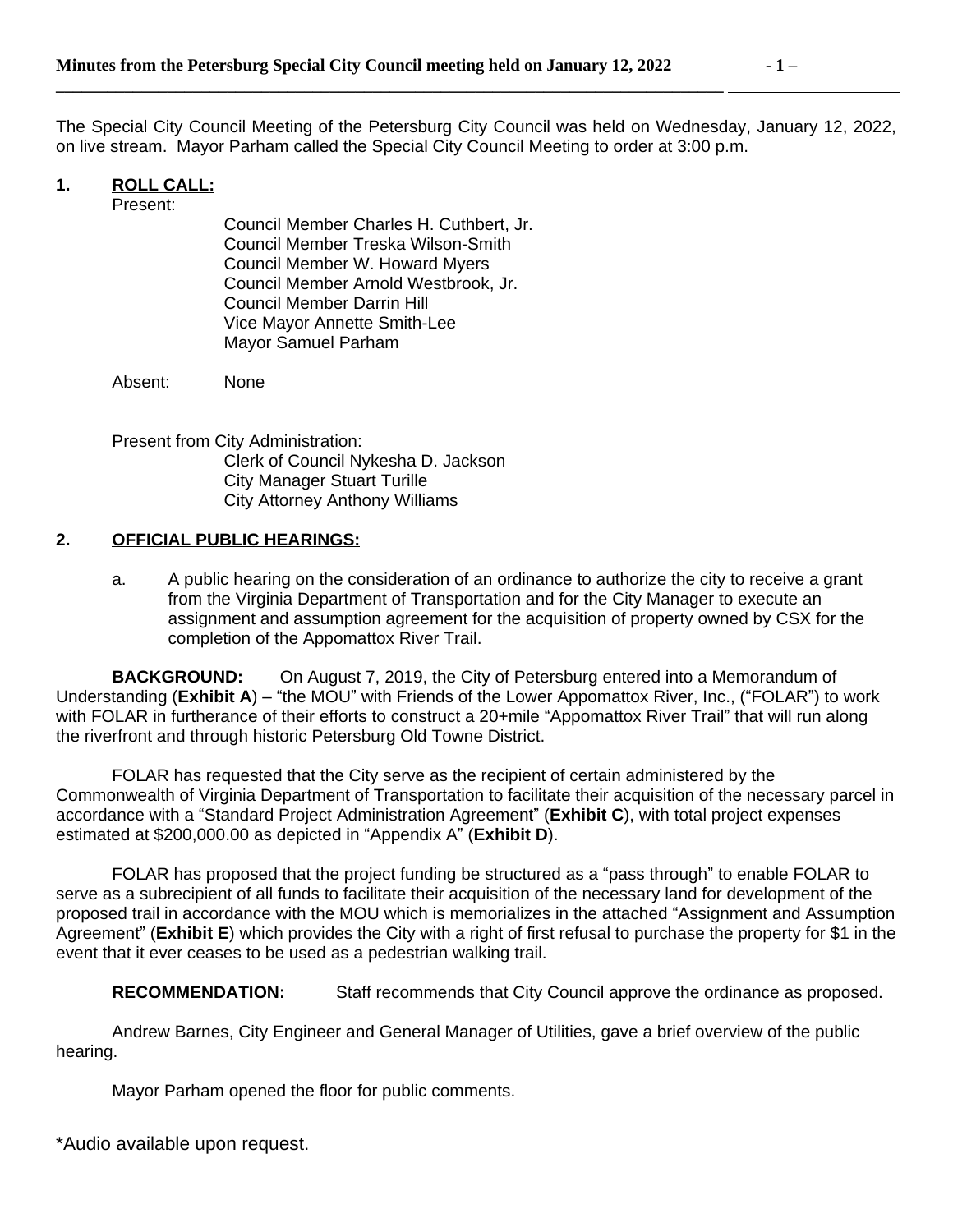The Special City Council Meeting of the Petersburg City Council was held on Wednesday, January 12, 2022, on live stream. Mayor Parham called the Special City Council Meeting to order at 3:00 p.m.

**1. ROLL CALL:**

Present:

Council Member Charles H. Cuthbert, Jr.
Council Member Treska Wilson-Smith
Council Member W. Howard Myers
Council Member Arnold Westbrook, Jr.
Council Member Darrin Hill
Vice Mayor Annette Smith-Lee
Mayor Samuel Parham

Absent: None

Present from City Administration:

Clerk of Council Nykesha D. Jackson
City Manager Stuart Turille
City Attorney Anthony Williams

**2. OFFICIAL PUBLIC HEARINGS:**

a. A public hearing on the consideration of an ordinance to authorize the city to receive a grant from the Virginia Department of Transportation and for the City Manager to execute an assignment and assumption agreement for the acquisition of property owned by CSX for the completion of the Appomattox River Trail.

**BACKGROUND:** On August 7, 2019, the City of Petersburg entered into a Memorandum of Understanding (**Exhibit A**) – "the MOU" with Friends of the Lower Appomattox River, Inc., ("FOLAR") to work with FOLAR in furtherance of their efforts to construct a 20+mile "Appomattox River Trail" that will run along the riverfront and through historic Petersburg Old Towne District.

FOLAR has requested that the City serve as the recipient of certain administered by the Commonwealth of Virginia Department of Transportation to facilitate their acquisition of the necessary parcel in accordance with a "Standard Project Administration Agreement" (**Exhibit C**), with total project expenses estimated at $200,000.00 as depicted in "Appendix A" (**Exhibit D**).

FOLAR has proposed that the project funding be structured as a "pass through" to enable FOLAR to serve as a subrecipient of all funds to facilitate their acquisition of the necessary land for development of the proposed trail in accordance with the MOU which is memorializes in the attached "Assignment and Assumption Agreement" (**Exhibit E**) which provides the City with a right of first refusal to purchase the property for $1 in the event that it ever ceases to be used as a pedestrian walking trail.

**RECOMMENDATION:** Staff recommends that City Council approve the ordinance as proposed.

Andrew Barnes, City Engineer and General Manager of Utilities, gave a brief overview of the public hearing.

Mayor Parham opened the floor for public comments.

*Audio available upon request.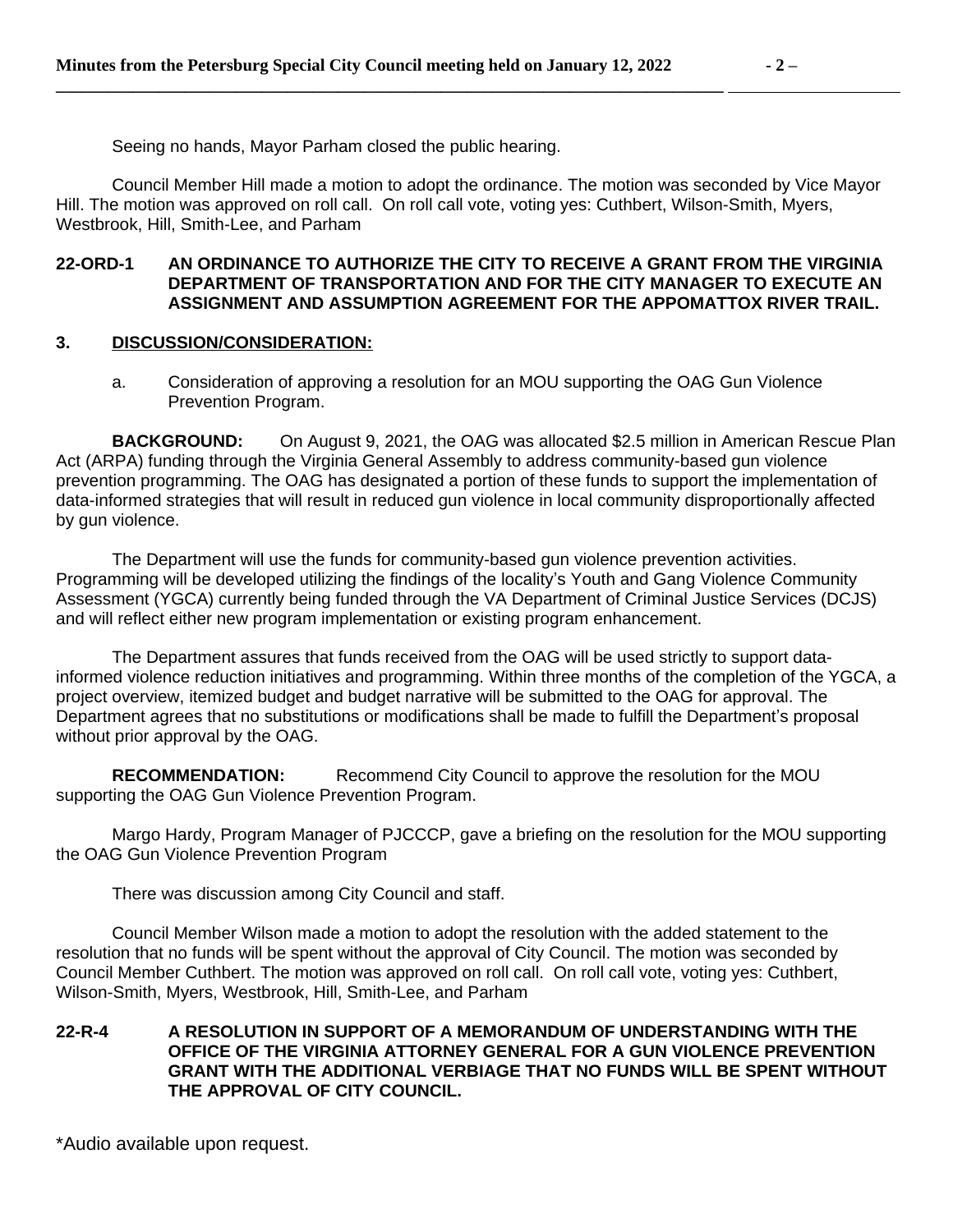Seeing no hands, Mayor Parham closed the public hearing.

Council Member Hill made a motion to adopt the ordinance. The motion was seconded by Vice Mayor Hill. The motion was approved on roll call. On roll call vote, voting yes: Cuthbert, Wilson-Smith, Myers, Westbrook, Hill, Smith-Lee, and Parham

**22-ORD-1 AN ORDINANCE TO AUTHORIZE THE CITY TO RECEIVE A GRANT FROM THE VIRGINIA DEPARTMENT OF TRANSPORTATION AND FOR THE CITY MANAGER TO EXECUTE AN ASSIGNMENT AND ASSUMPTION AGREEMENT FOR THE APPOMATTOX RIVER TRAIL.**

## 3. DISCUSSION/CONSIDERATION:

a. Consideration of approving a resolution for an MOU supporting the OAG Gun Violence Prevention Program.

**BACKGROUND:** On August 9, 2021, the OAG was allocated $2.5 million in American Rescue Plan Act (ARPA) funding through the Virginia General Assembly to address community-based gun violence prevention programming. The OAG has designated a portion of these funds to support the implementation of data-informed strategies that will result in reduced gun violence in local community disproportionally affected by gun violence.

The Department will use the funds for community-based gun violence prevention activities. Programming will be developed utilizing the findings of the locality's Youth and Gang Violence Community Assessment (YGCA) currently being funded through the VA Department of Criminal Justice Services (DCJS) and will reflect either new program implementation or existing program enhancement.

The Department assures that funds received from the OAG will be used strictly to support data-informed violence reduction initiatives and programming. Within three months of the completion of the YGCA, a project overview, itemized budget and budget narrative will be submitted to the OAG for approval. The Department agrees that no substitutions or modifications shall be made to fulfill the Department's proposal without prior approval by the OAG.

**RECOMMENDATION:** Recommend City Council to approve the resolution for the MOU supporting the OAG Gun Violence Prevention Program.

Margo Hardy, Program Manager of PJCCCP, gave a briefing on the resolution for the MOU supporting the OAG Gun Violence Prevention Program

There was discussion among City Council and staff.

Council Member Wilson made a motion to adopt the resolution with the added statement to the resolution that no funds will be spent without the approval of City Council. The motion was seconded by Council Member Cuthbert. The motion was approved on roll call. On roll call vote, voting yes: Cuthbert, Wilson-Smith, Myers, Westbrook, Hill, Smith-Lee, and Parham

**22-R-4 A RESOLUTION IN SUPPORT OF A MEMORANDUM OF UNDERSTANDING WITH THE OFFICE OF THE VIRGINIA ATTORNEY GENERAL FOR A GUN VIOLENCE PREVENTION GRANT WITH THE ADDITIONAL VERBIAGE THAT NO FUNDS WILL BE SPENT WITHOUT THE APPROVAL OF CITY COUNCIL.**

*Audio available upon request.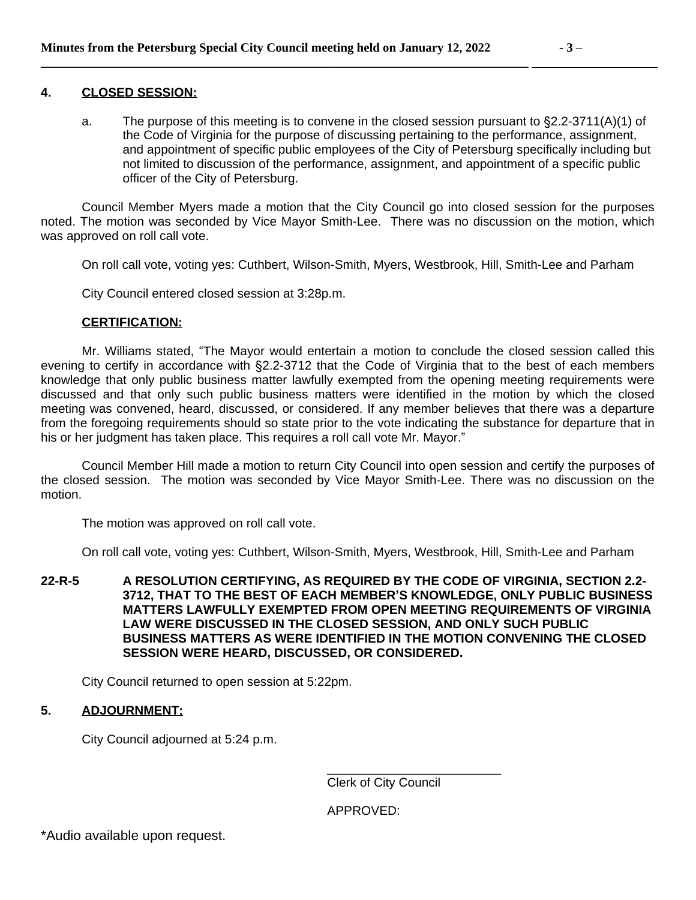## 4. CLOSED SESSION:

a. The purpose of this meeting is to convene in the closed session pursuant to §2.2-3711(A)(1) of the Code of Virginia for the purpose of discussing pertaining to the performance, assignment, and appointment of specific public employees of the City of Petersburg specifically including but not limited to discussion of the performance, assignment, and appointment of a specific public officer of the City of Petersburg.

Council Member Myers made a motion that the City Council go into closed session for the purposes noted. The motion was seconded by Vice Mayor Smith-Lee. There was no discussion on the motion, which was approved on roll call vote.

On roll call vote, voting yes: Cuthbert, Wilson-Smith, Myers, Westbrook, Hill, Smith-Lee and Parham

City Council entered closed session at 3:28p.m.

**CERTIFICATION:**

Mr. Williams stated, "The Mayor would entertain a motion to conclude the closed session called this evening to certify in accordance with §2.2-3712 that the Code of Virginia that to the best of each members knowledge that only public business matter lawfully exempted from the opening meeting requirements were discussed and that only such public business matters were identified in the motion by which the closed meeting was convened, heard, discussed, or considered. If any member believes that there was a departure from the foregoing requirements should so state prior to the vote indicating the substance for departure that in his or her judgment has taken place. This requires a roll call vote Mr. Mayor."

Council Member Hill made a motion to return City Council into open session and certify the purposes of the closed session. The motion was seconded by Vice Mayor Smith-Lee. There was no discussion on the motion.

The motion was approved on roll call vote.

On roll call vote, voting yes: Cuthbert, Wilson-Smith, Myers, Westbrook, Hill, Smith-Lee and Parham

**22-R-5 A RESOLUTION CERTIFYING, AS REQUIRED BY THE CODE OF VIRGINIA, SECTION 2.2-3712, THAT TO THE BEST OF EACH MEMBER'S KNOWLEDGE, ONLY PUBLIC BUSINESS MATTERS LAWFULLY EXEMPTED FROM OPEN MEETING REQUIREMENTS OF VIRGINIA LAW WERE DISCUSSED IN THE CLOSED SESSION, AND ONLY SUCH PUBLIC BUSINESS MATTERS AS WERE IDENTIFIED IN THE MOTION CONVENING THE CLOSED SESSION WERE HEARD, DISCUSSED, OR CONSIDERED.**

City Council returned to open session at 5:22pm.

## 5. ADJOURNMENT:

City Council adjourned at 5:24 p.m.

\_\_\_\_\_\_\_\_\_\_\_\_\_\_\_\_\_\_\_\_\_\_\_\_\_
Clerk of City Council

APPROVED:

*Audio available upon request.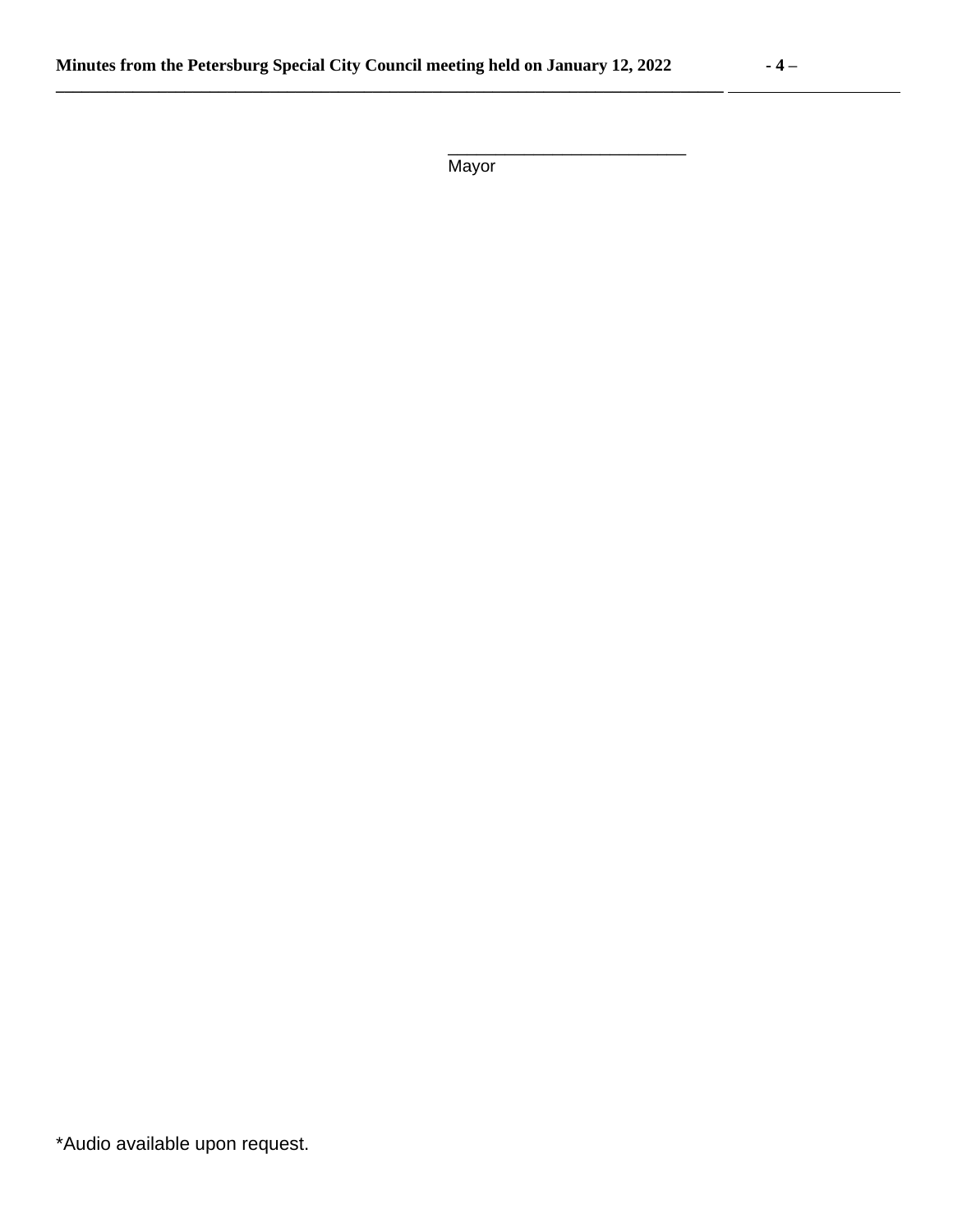\_\_\_\_\_\_\_\_\_\_\_\_\_\_\_\_\_\_\_\_\_\_\_\_\_\_\_
Mayor

*Audio available upon request.